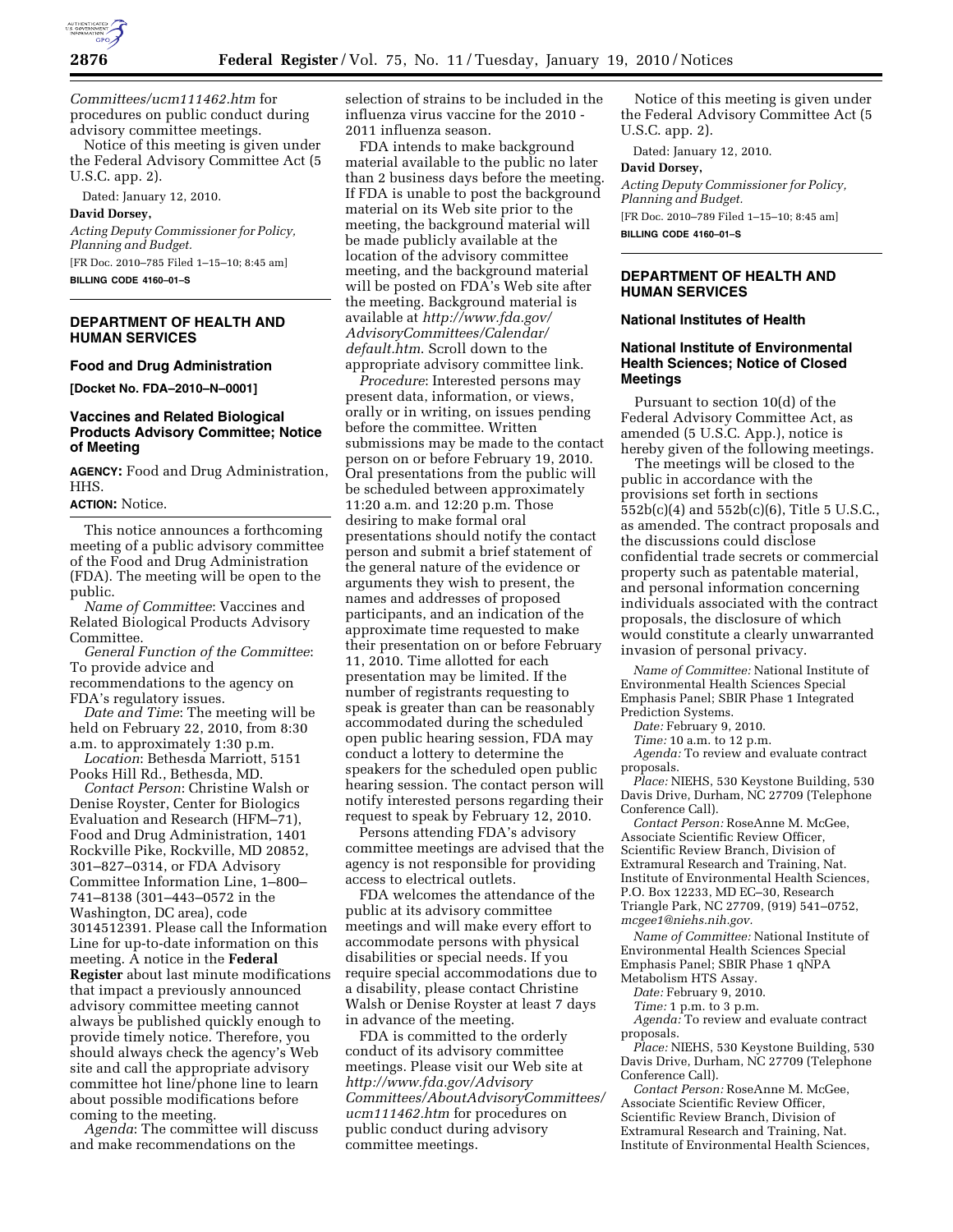*Committees/ucm111462.htm* for procedures on public conduct during advisory committee meetings.

Notice of this meeting is given under the Federal Advisory Committee Act (5 U.S.C. app. 2).

Dated: January 12, 2010.

**David Dorsey,**

*Acting Deputy Commissioner for Policy, Planning and Budget.*

[FR Doc. 2010–785 Filed 1–15–10; 8:45 am]

**BILLING CODE 4160–01–S**

## DEPARTMENT OF HEALTH AND HUMAN SERVICES

### Food and Drug Administration

**[Docket No. FDA–2010–N–0001]**

### Vaccines and Related Biological Products Advisory Committee; Notice of Meeting

**AGENCY:** Food and Drug Administration, HHS.

**ACTION:** Notice.

This notice announces a forthcoming meeting of a public advisory committee of the Food and Drug Administration (FDA). The meeting will be open to the public.

*Name of Committee*: Vaccines and Related Biological Products Advisory Committee.

*General Function of the Committee*: To provide advice and recommendations to the agency on FDA's regulatory issues.

*Date and Time*: The meeting will be held on February 22, 2010, from 8:30 a.m. to approximately 1:30 p.m.

*Location*: Bethesda Marriott, 5151 Pooks Hill Rd., Bethesda, MD.

*Contact Person*: Christine Walsh or Denise Royster, Center for Biologics Evaluation and Research (HFM–71), Food and Drug Administration, 1401 Rockville Pike, Rockville, MD 20852, 301–827–0314, or FDA Advisory Committee Information Line, 1–800–741–8138 (301–443–0572 in the Washington, DC area), code 3014512391. Please call the Information Line for up-to-date information on this meeting. A notice in the **Federal Register** about last minute modifications that impact a previously announced advisory committee meeting cannot always be published quickly enough to provide timely notice. Therefore, you should always check the agency's Web site and call the appropriate advisory committee hot line/phone line to learn about possible modifications before coming to the meeting.

*Agenda*: The committee will discuss and make recommendations on the selection of strains to be included in the influenza virus vaccine for the 2010 - 2011 influenza season.

FDA intends to make background material available to the public no later than 2 business days before the meeting. If FDA is unable to post the background material on its Web site prior to the meeting, the background material will be made publicly available at the location of the advisory committee meeting, and the background material will be posted on FDA's Web site after the meeting. Background material is available at *http://www.fda.gov/AdvisoryCommittees/Calendar/default.htm*. Scroll down to the appropriate advisory committee link.

*Procedure*: Interested persons may present data, information, or views, orally or in writing, on issues pending before the committee. Written submissions may be made to the contact person on or before February 19, 2010. Oral presentations from the public will be scheduled between approximately 11:20 a.m. and 12:20 p.m. Those desiring to make formal oral presentations should notify the contact person and submit a brief statement of the general nature of the evidence or arguments they wish to present, the names and addresses of proposed participants, and an indication of the approximate time requested to make their presentation on or before February 11, 2010. Time allotted for each presentation may be limited. If the number of registrants requesting to speak is greater than can be reasonably accommodated during the scheduled open public hearing session, FDA may conduct a lottery to determine the speakers for the scheduled open public hearing session. The contact person will notify interested persons regarding their request to speak by February 12, 2010.

Persons attending FDA's advisory committee meetings are advised that the agency is not responsible for providing access to electrical outlets.

FDA welcomes the attendance of the public at its advisory committee meetings and will make every effort to accommodate persons with physical disabilities or special needs. If you require special accommodations due to a disability, please contact Christine Walsh or Denise Royster at least 7 days in advance of the meeting.

FDA is committed to the orderly conduct of its advisory committee meetings. Please visit our Web site at *http://www.fda.gov/AdvisoryCommittees/AboutAdvisoryCommittees/ucm111462.htm* for procedures on public conduct during advisory committee meetings.

Notice of this meeting is given under the Federal Advisory Committee Act (5 U.S.C. app. 2).

Dated: January 12, 2010.

**David Dorsey,**

*Acting Deputy Commissioner for Policy, Planning and Budget.*

[FR Doc. 2010–789 Filed 1–15–10; 8:45 am]

**BILLING CODE 4160–01–S**

## DEPARTMENT OF HEALTH AND HUMAN SERVICES

### National Institutes of Health

### National Institute of Environmental Health Sciences; Notice of Closed Meetings

Pursuant to section 10(d) of the Federal Advisory Committee Act, as amended (5 U.S.C. App.), notice is hereby given of the following meetings.

The meetings will be closed to the public in accordance with the provisions set forth in sections 552b(c)(4) and 552b(c)(6), Title 5 U.S.C., as amended. The contract proposals and the discussions could disclose confidential trade secrets or commercial property such as patentable material, and personal information concerning individuals associated with the contract proposals, the disclosure of which would constitute a clearly unwarranted invasion of personal privacy.

*Name of Committee:* National Institute of Environmental Health Sciences Special Emphasis Panel; SBIR Phase 1 Integrated Prediction Systems.

*Date:* February 9, 2010.

*Time:* 10 a.m. to 12 p.m.

*Agenda:* To review and evaluate contract proposals.

*Place:* NIEHS, 530 Keystone Building, 530 Davis Drive, Durham, NC 27709 (Telephone Conference Call).

*Contact Person:* RoseAnne M. McGee, Associate Scientific Review Officer, Scientific Review Branch, Division of Extramural Research and Training, Nat. Institute of Environmental Health Sciences, P.O. Box 12233, MD EC–30, Research Triangle Park, NC 27709, (919) 541–0752, *mcgee1@niehs.nih.gov.*

*Name of Committee:* National Institute of Environmental Health Sciences Special Emphasis Panel; SBIR Phase 1 qNPA Metabolism HTS Assay.

*Date:* February 9, 2010.

*Time:* 1 p.m. to 3 p.m.

*Agenda:* To review and evaluate contract proposals.

*Place:* NIEHS, 530 Keystone Building, 530 Davis Drive, Durham, NC 27709 (Telephone Conference Call).

*Contact Person:* RoseAnne M. McGee, Associate Scientific Review Officer, Scientific Review Branch, Division of Extramural Research and Training, Nat. Institute of Environmental Health Sciences,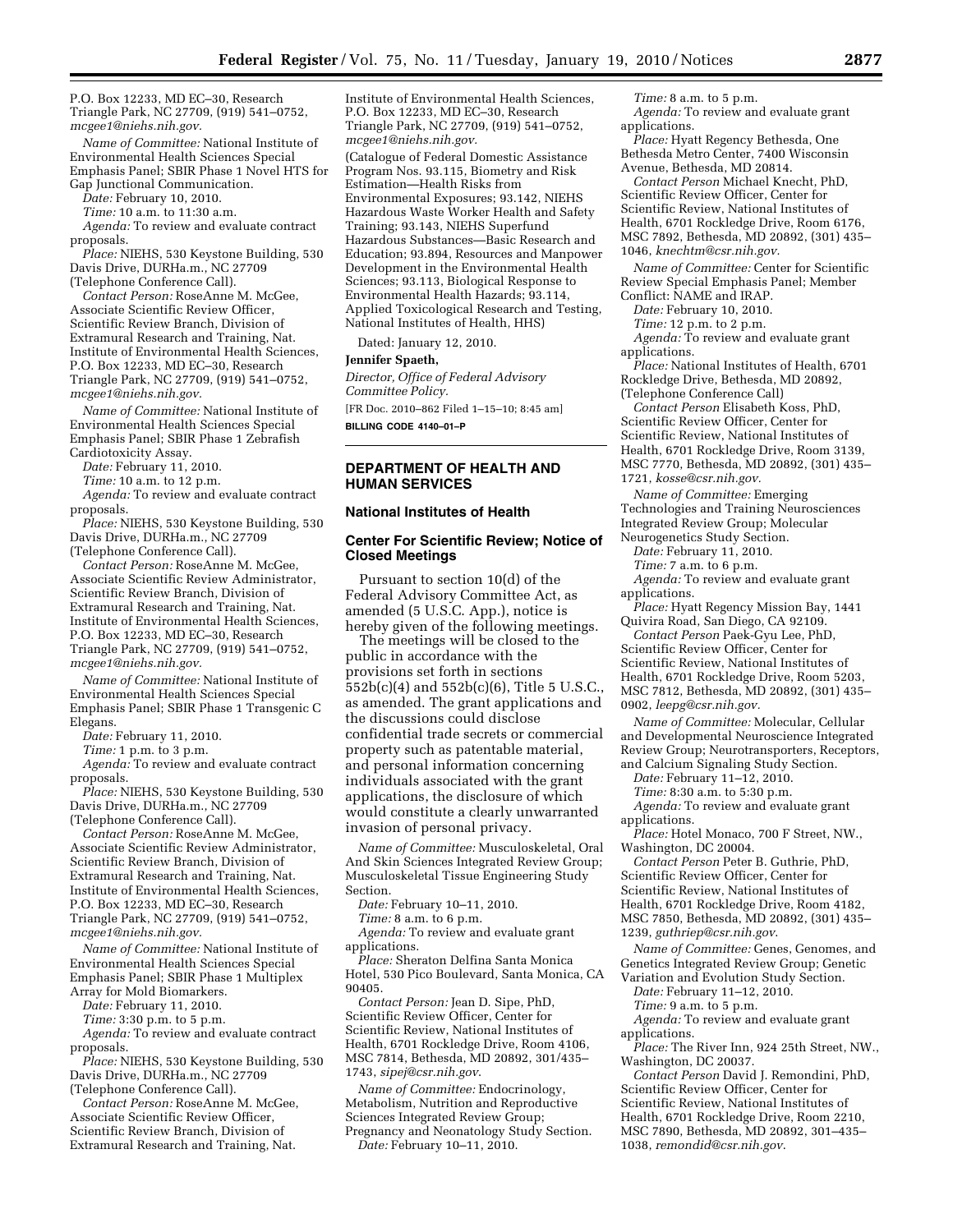P.O. Box 12233, MD EC–30, Research Triangle Park, NC 27709, (919) 541–0752, *mcgee1@niehs.nih.gov.*

*Name of Committee:* National Institute of Environmental Health Sciences Special Emphasis Panel; SBIR Phase 1 Novel HTS for Gap Junctional Communication.

*Date:* February 10, 2010.

*Time:* 10 a.m. to 11:30 a.m.

*Agenda:* To review and evaluate contract proposals.

*Place:* NIEHS, 530 Keystone Building, 530 Davis Drive, DURHa.m., NC 27709 (Telephone Conference Call).

*Contact Person:* RoseAnne M. McGee, Associate Scientific Review Officer, Scientific Review Branch, Division of Extramural Research and Training, Nat. Institute of Environmental Health Sciences, P.O. Box 12233, MD EC–30, Research Triangle Park, NC 27709, (919) 541–0752, *mcgee1@niehs.nih.gov.*

*Name of Committee:* National Institute of Environmental Health Sciences Special Emphasis Panel; SBIR Phase 1 Zebrafish Cardiotoxicity Assay.

*Date:* February 11, 2010.

*Time:* 10 a.m. to 12 p.m.

*Agenda:* To review and evaluate contract proposals.

*Place:* NIEHS, 530 Keystone Building, 530 Davis Drive, DURHa.m., NC 27709 (Telephone Conference Call).

*Contact Person:* RoseAnne M. McGee, Associate Scientific Review Administrator, Scientific Review Branch, Division of Extramural Research and Training, Nat. Institute of Environmental Health Sciences, P.O. Box 12233, MD EC–30, Research Triangle Park, NC 27709, (919) 541–0752, *mcgee1@niehs.nih.gov.*

*Name of Committee:* National Institute of Environmental Health Sciences Special Emphasis Panel; SBIR Phase 1 Transgenic C Elegans.

*Date:* February 11, 2010.

*Time:* 1 p.m. to 3 p.m.

*Agenda:* To review and evaluate contract proposals.

*Place:* NIEHS, 530 Keystone Building, 530 Davis Drive, DURHa.m., NC 27709 (Telephone Conference Call).

*Contact Person:* RoseAnne M. McGee, Associate Scientific Review Administrator, Scientific Review Branch, Division of Extramural Research and Training, Nat. Institute of Environmental Health Sciences, P.O. Box 12233, MD EC–30, Research Triangle Park, NC 27709, (919) 541–0752, *mcgee1@niehs.nih.gov.*

*Name of Committee:* National Institute of Environmental Health Sciences Special Emphasis Panel; SBIR Phase 1 Multiplex Array for Mold Biomarkers.

*Date:* February 11, 2010.

*Time:* 3:30 p.m. to 5 p.m.

*Agenda:* To review and evaluate contract proposals.

*Place:* NIEHS, 530 Keystone Building, 530 Davis Drive, DURHa.m., NC 27709 (Telephone Conference Call).

*Contact Person:* RoseAnne M. McGee, Associate Scientific Review Officer, Scientific Review Branch, Division of Extramural Research and Training, Nat. Institute of Environmental Health Sciences, P.O. Box 12233, MD EC–30, Research Triangle Park, NC 27709, (919) 541–0752, *mcgee1@niehs.nih.gov.*

(Catalogue of Federal Domestic Assistance Program Nos. 93.115, Biometry and Risk Estimation—Health Risks from Environmental Exposures; 93.142, NIEHS Hazardous Waste Worker Health and Safety Training; 93.143, NIEHS Superfund Hazardous Substances—Basic Research and Education; 93.894, Resources and Manpower Development in the Environmental Health Sciences; 93.113, Biological Response to Environmental Health Hazards; 93.114, Applied Toxicological Research and Testing, National Institutes of Health, HHS)

Dated: January 12, 2010.

**Jennifer Spaeth,**

*Director, Office of Federal Advisory Committee Policy.*

[FR Doc. 2010–862 Filed 1–15–10; 8:45 am]

**BILLING CODE 4140–01–P**

## DEPARTMENT OF HEALTH AND HUMAN SERVICES

### National Institutes of Health

### Center For Scientific Review; Notice of Closed Meetings

Pursuant to section 10(d) of the Federal Advisory Committee Act, as amended (5 U.S.C. App.), notice is hereby given of the following meetings.

The meetings will be closed to the public in accordance with the provisions set forth in sections 552b(c)(4) and 552b(c)(6), Title 5 U.S.C., as amended. The grant applications and the discussions could disclose confidential trade secrets or commercial property such as patentable material, and personal information concerning individuals associated with the grant applications, the disclosure of which would constitute a clearly unwarranted invasion of personal privacy.

*Name of Committee:* Musculoskeletal, Oral And Skin Sciences Integrated Review Group; Musculoskeletal Tissue Engineering Study Section.

*Date:* February 10–11, 2010.

*Time:* 8 a.m. to 6 p.m.

*Agenda:* To review and evaluate grant applications.

*Place:* Sheraton Delfina Santa Monica Hotel, 530 Pico Boulevard, Santa Monica, CA 90405.

*Contact Person:* Jean D. Sipe, PhD, Scientific Review Officer, Center for Scientific Review, National Institutes of Health, 6701 Rockledge Drive, Room 4106, MSC 7814, Bethesda, MD 20892, 301/435–1743, *sipej@csr.nih.gov*.

*Name of Committee:* Endocrinology, Metabolism, Nutrition and Reproductive Sciences Integrated Review Group; Pregnancy and Neonatology Study Section.

*Date:* February 10–11, 2010.

*Time:* 8 a.m. to 5 p.m.

*Agenda:* To review and evaluate grant applications.

*Place:* Hyatt Regency Bethesda, One Bethesda Metro Center, 7400 Wisconsin Avenue, Bethesda, MD 20814.

*Contact Person* Michael Knecht, PhD, Scientific Review Officer, Center for Scientific Review, National Institutes of Health, 6701 Rockledge Drive, Room 6176, MSC 7892, Bethesda, MD 20892, (301) 435–1046, *knechtm@csr.nih.gov.*

*Name of Committee:* Center for Scientific Review Special Emphasis Panel; Member Conflict: NAME and IRAP.

*Date:* February 10, 2010.

*Time:* 12 p.m. to 2 p.m.

*Agenda:* To review and evaluate grant applications.

*Place:* National Institutes of Health, 6701 Rockledge Drive, Bethesda, MD 20892, (Telephone Conference Call)

*Contact Person* Elisabeth Koss, PhD, Scientific Review Officer, Center for Scientific Review, National Institutes of Health, 6701 Rockledge Drive, Room 3139, MSC 7770, Bethesda, MD 20892, (301) 435–1721, *kosse@csr.nih.gov*.

*Name of Committee:* Emerging Technologies and Training Neurosciences Integrated Review Group; Molecular Neurogenetics Study Section.

*Date:* February 11, 2010.

*Time:* 7 a.m. to 6 p.m.

*Agenda:* To review and evaluate grant applications.

*Place:* Hyatt Regency Mission Bay, 1441 Quivira Road, San Diego, CA 92109.

*Contact Person* Paek-Gyu Lee, PhD, Scientific Review Officer, Center for Scientific Review, National Institutes of Health, 6701 Rockledge Drive, Room 5203, MSC 7812, Bethesda, MD 20892, (301) 435–0902, *leepg@csr.nih.gov.*

*Name of Committee:* Molecular, Cellular and Developmental Neuroscience Integrated Review Group; Neurotransporters, Receptors, and Calcium Signaling Study Section.

*Date:* February 11–12, 2010.

*Time:* 8:30 a.m. to 5:30 p.m.

*Agenda:* To review and evaluate grant applications.

*Place:* Hotel Monaco, 700 F Street, NW., Washington, DC 20004.

*Contact Person* Peter B. Guthrie, PhD, Scientific Review Officer, Center for Scientific Review, National Institutes of Health, 6701 Rockledge Drive, Room 4182, MSC 7850, Bethesda, MD 20892, (301) 435–1239, *guthriep@csr.nih.gov*.

*Name of Committee:* Genes, Genomes, and Genetics Integrated Review Group; Genetic Variation and Evolution Study Section.

*Date:* February 11–12, 2010.

*Time:* 9 a.m. to 5 p.m.

*Agenda:* To review and evaluate grant applications.

*Place:* The River Inn, 924 25th Street, NW., Washington, DC 20037.

*Contact Person* David J. Remondini, PhD, Scientific Review Officer, Center for Scientific Review, National Institutes of Health, 6701 Rockledge Drive, Room 2210, MSC 7890, Bethesda, MD 20892, 301–435–1038, *remondid@csr.nih.gov*.